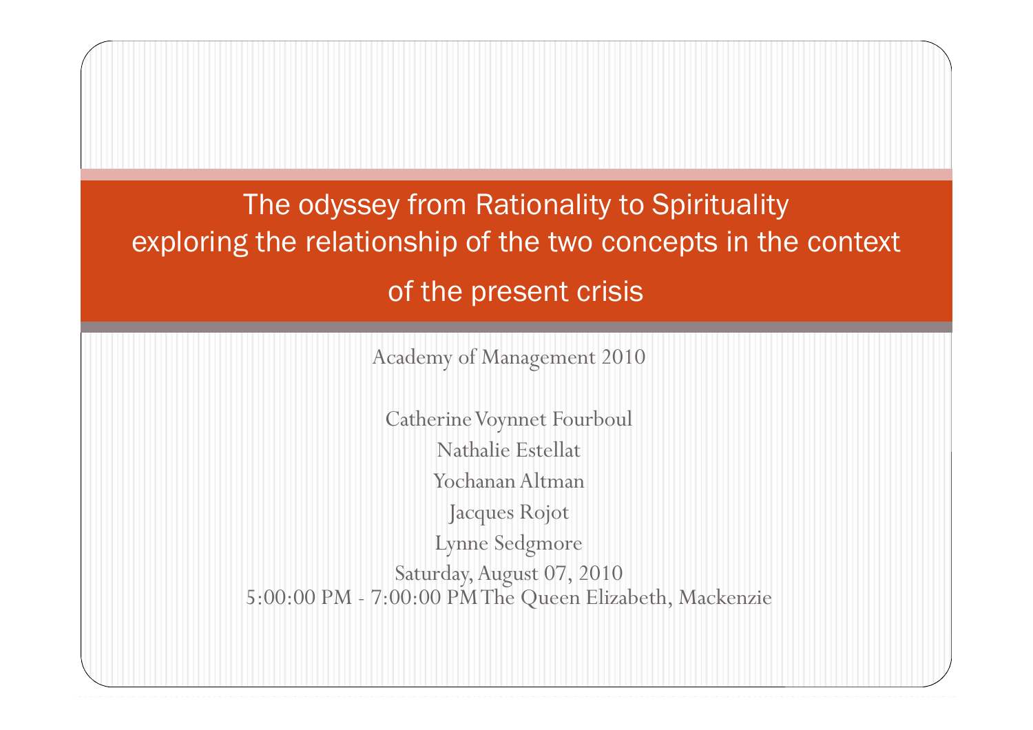# The odyssey from Rationality to Spirituality exploring the relationship of the two concepts in the context of the present crisis

Academy of Management 2010

Catherine Voynnet Fourboul

Nathalie Estellat

Yochanan Altman

Jacques Rojot

Lynne Sedgmore

Saturday, August 07, 2010

5:00:00 PM - 7:00:00 PM The Queen Elizabeth, Mackenzie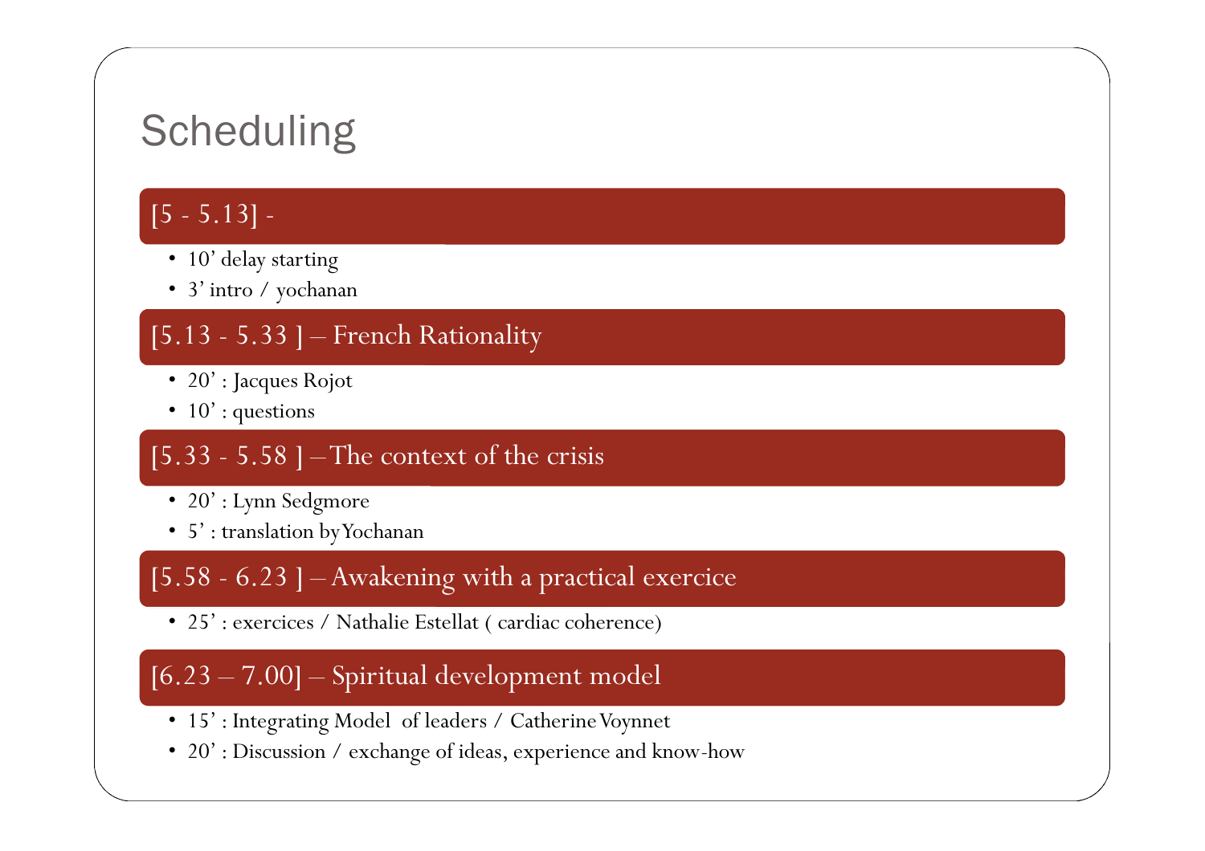# Scheduling

## [5 - 5.13] -

- 10' delay starting
- 3' intro / yochanan

## [5.13 - 5.33 ] – French Rationality

- 20' : Jacques Rojot
- 10' : questions

## [5.33 - 5.58 ] – The context of the crisis

- 20' : Lynn Sedgmore
- 5' : translation by Yochanan

## [5.58 - 6.23 ] – Awakening with a practical exercice

- 25' : exercices / Nathalie Estellat ( cardiac coherence)

## [6.23 – 7.00] – Spiritual development model

- 15' : Integrating Model of leaders / Catherine Voynnet
- 20' : Discussion / exchange of ideas, experience and know-how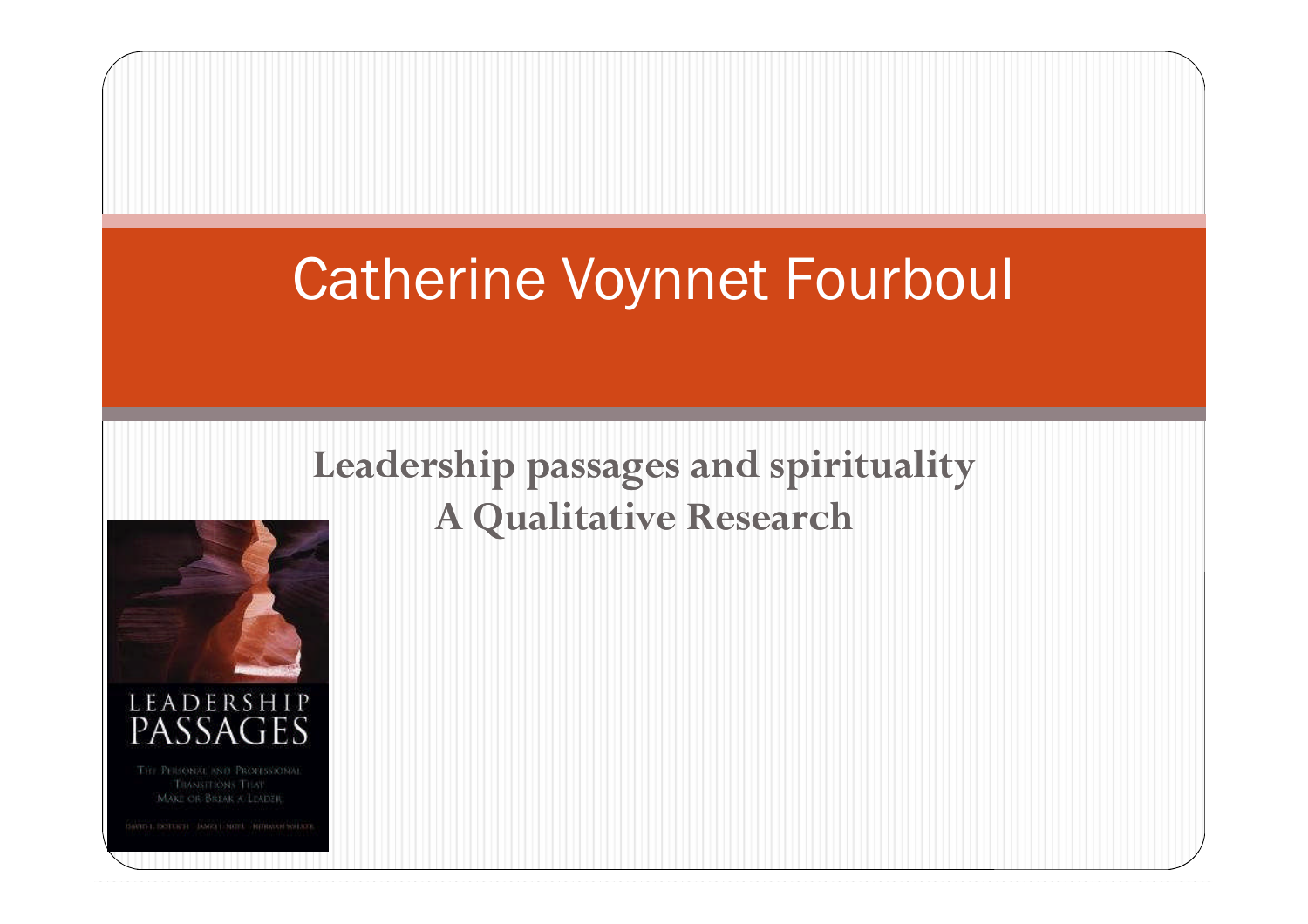# Catherine Voynnet Fourboul

**Leadership passages and spirituality**
**A Qualitative Research**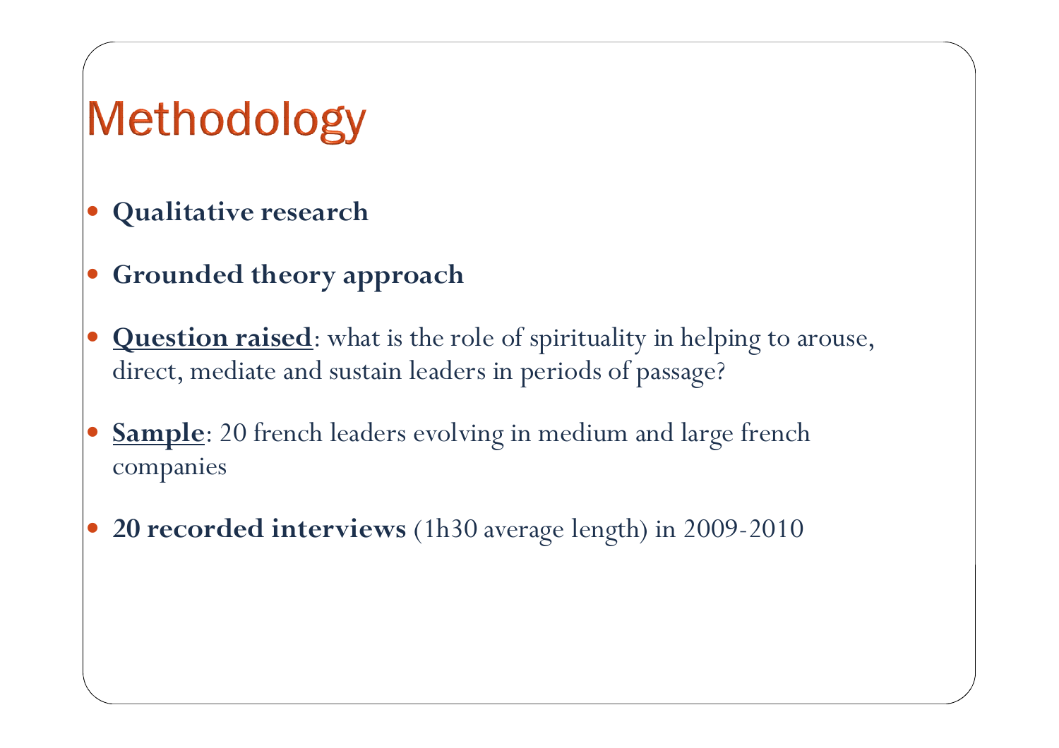# Methodology

- **Qualitative research**
- **Grounded theory approach**
- **Question raised**: what is the role of spirituality in helping to arouse, direct, mediate and sustain leaders in periods of passage?
- **Sample**: 20 french leaders evolving in medium and large french companies
- **20 recorded interviews** (1h30 average length) in 2009-2010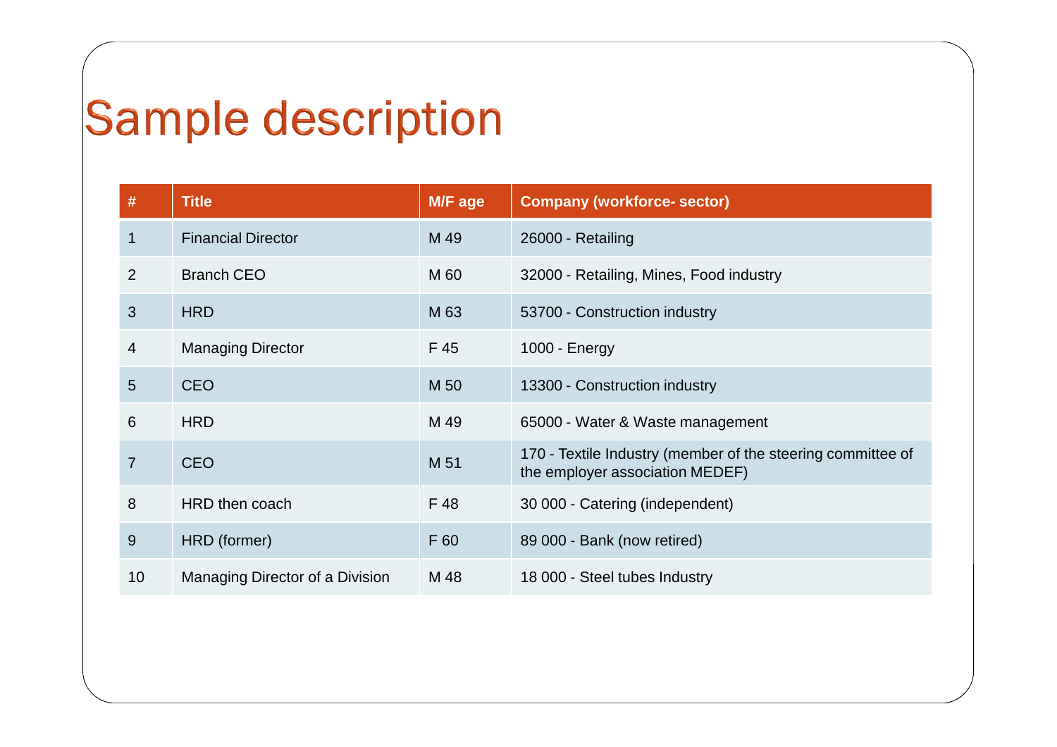# Sample description

| # | Title | M/F age | Company (workforce- sector) |
|---|---|---|---|
| 1 | Financial Director | M 49 | 26000 - Retailing |
| 2 | Branch CEO | M 60 | 32000 - Retailing, Mines, Food industry |
| 3 | HRD | M 63 | 53700 - Construction industry |
| 4 | Managing Director | F 45 | 1000 - Energy |
| 5 | CEO | M 50 | 13300 - Construction industry |
| 6 | HRD | M 49 | 65000 - Water & Waste management |
| 7 | CEO | M 51 | 170 - Textile Industry (member of the steering committee of the employer association MEDEF) |
| 8 | HRD then coach | F 48 | 30 000 - Catering (independent) |
| 9 | HRD (former) | F 60 | 89 000 - Bank (now retired) |
| 10 | Managing Director of a Division | M 48 | 18 000 - Steel tubes Industry |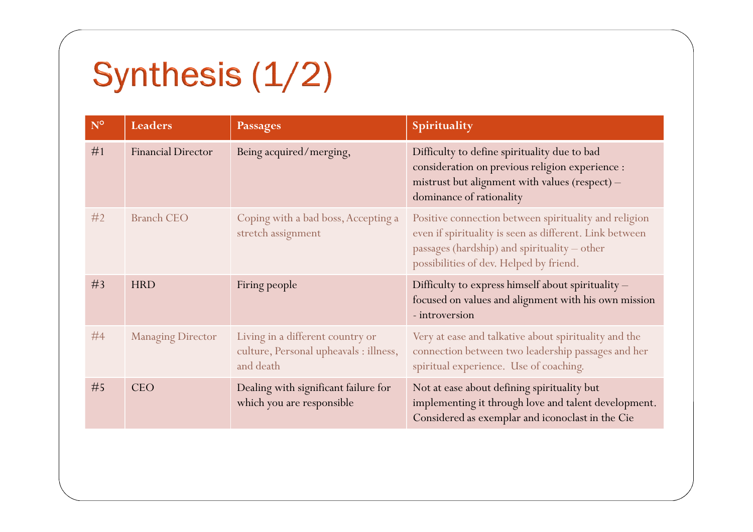# Synthesis (1/2)

| N° | Leaders | Passages | Spirituality |
|---|---|---|---|
| #1 | Financial Director | Being acquired/merging, | Difficulty to define spirituality due to bad consideration on previous religion experience : mistrust but alignment with values (respect) – dominance of rationality |
| #2 | Branch CEO | Coping with a bad boss, Accepting a stretch assignment | Positive connection between spirituality and religion even if spirituality is seen as different. Link between passages (hardship) and spirituality – other possibilities of dev. Helped by friend. |
| #3 | HRD | Firing people | Difficulty to express himself about spirituality – focused on values and alignment with his own mission - introversion |
| #4 | Managing Director | Living in a different country or culture, Personal upheavals : illness, and death | Very at ease and talkative about spirituality and the connection between two leadership passages and her spiritual experience. Use of coaching. |
| #5 | CEO | Dealing with significant failure for which you are responsible | Not at ease about defining spirituality but implementing it through love and talent development. Considered as exemplar and iconoclast in the Cie |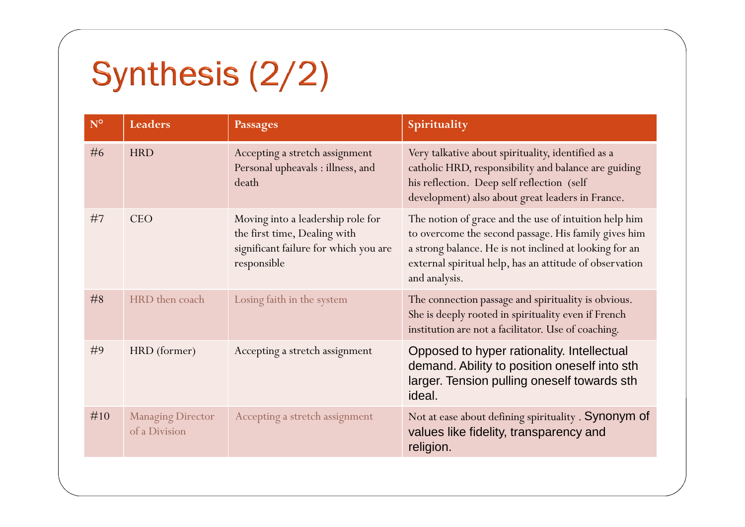# Synthesis (2/2)

| N° | Leaders | Passages | Spirituality |
|---|---|---|---|
| #6 | HRD | Accepting a stretch assignment Personal upheavals : illness, and death | Very talkative about spirituality, identified as a catholic HRD, responsibility and balance are guiding his reflection. Deep self reflection (self development) also about great leaders in France. |
| #7 | CEO | Moving into a leadership role for the first time, Dealing with significant failure for which you are responsible | The notion of grace and the use of intuition help him to overcome the second passage. His family gives him a strong balance. He is not inclined at looking for an external spiritual help, has an attitude of observation and analysis. |
| #8 | HRD then coach | Losing faith in the system | The connection passage and spirituality is obvious. She is deeply rooted in spirituality even if French institution are not a facilitator. Use of coaching. |
| #9 | HRD (former) | Accepting a stretch assignment | Opposed to hyper rationality. Intellectual demand. Ability to position oneself into sth larger. Tension pulling oneself towards sth ideal. |
| #10 | Managing Director of a Division | Accepting a stretch assignment | Not at ease about defining spirituality . Synonym of values like fidelity, transparency and religion. |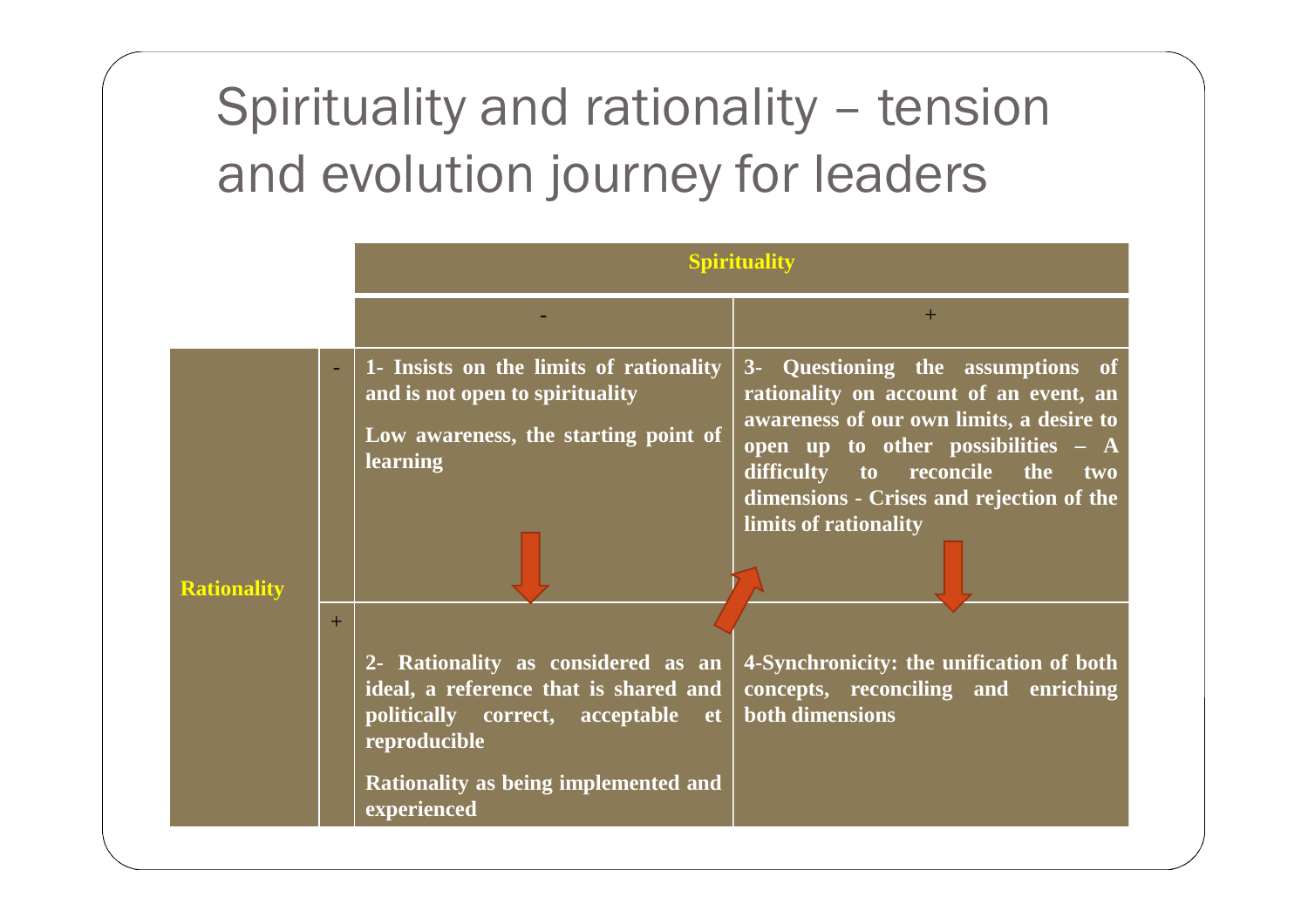# Spirituality and rationality – tension and evolution journey for leaders

| | | Spirituality | |
|---|---|---|---|
| | | - | + |
| Rationality | - | **1- Insists on the limits of rationality and is not open to spirituality**<br><br>**Low awareness, the starting point of learning** | **3- Questioning the assumptions of rationality on account of an event, an awareness of our own limits, a desire to open up to other possibilities – A difficulty to reconcile the two dimensions - Crises and rejection of the limits of rationality** |
| | + | **2- Rationality as considered as an ideal, a reference that is shared and politically correct, acceptable et reproducible**<br><br>**Rationality as being implemented and experienced** | **4-Synchronicity: the unification of both concepts, reconciling and enriching both dimensions** |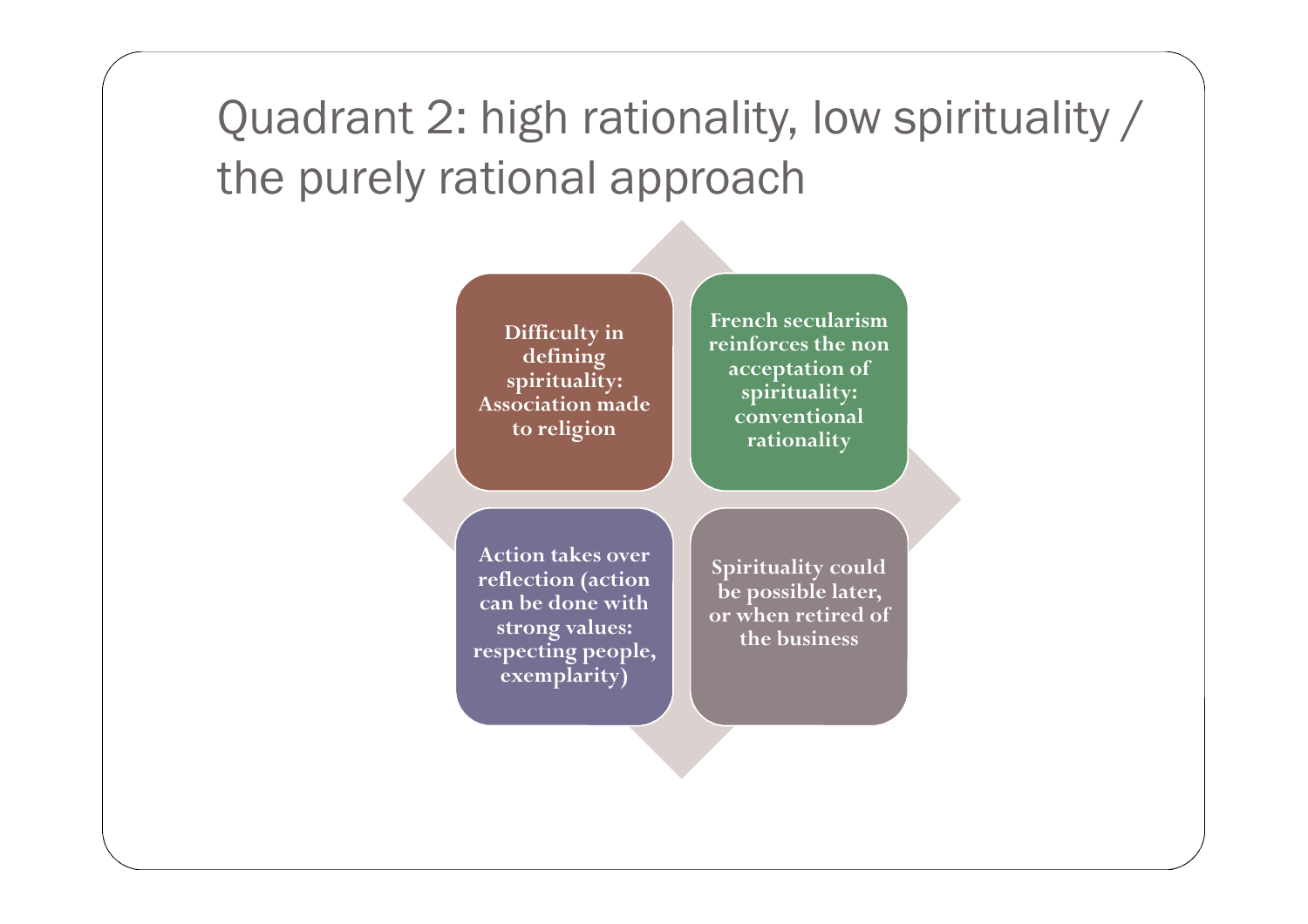# Quadrant 2: high rationality, low spirituality / the purely rational approach

- **Difficulty in defining spirituality: Association made to religion**
- **French secularism reinforces the non acceptation of spirituality: conventional rationality**
- **Action takes over reflection (action can be done with strong values: respecting people, exemplarity)**
- **Spirituality could be possible later, or when retired of the business**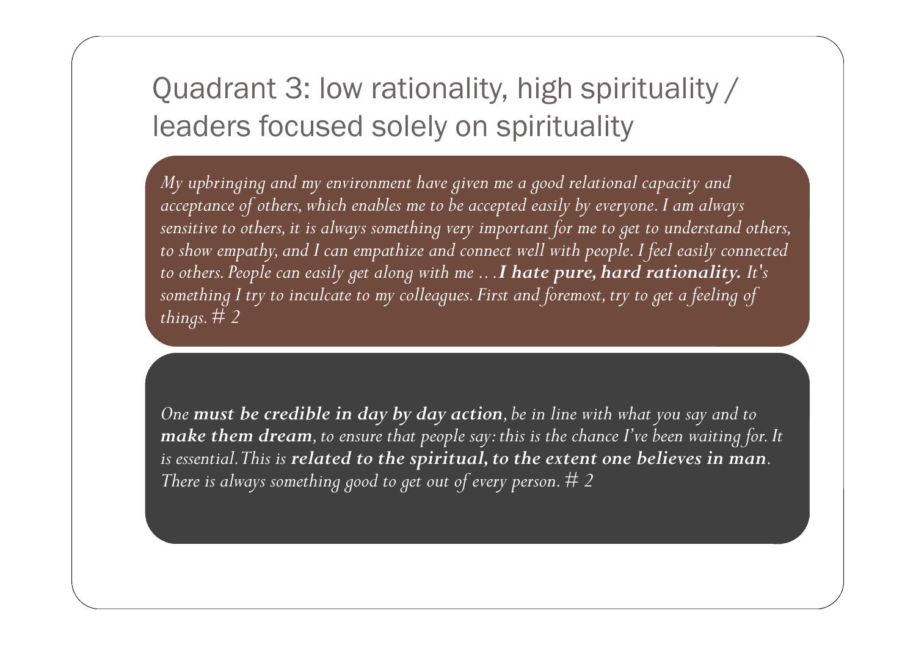# Quadrant 3: low rationality, high spirituality / leaders focused solely on spirituality

*My upbringing and my environment have given me a good relational capacity and acceptance of others, which enables me to be accepted easily by everyone. I am always sensitive to others, it is always something very important for me to get to understand others, to show empathy, and I can empathize and connect well with people. I feel easily connected to others. People can easily get along with me . . .**I hate pure, hard rationality.** It's something I try to inculcate to my colleagues. First and foremost, try to get a feeling of things. # 2*

*One **must be credible in day by day action**, be in line with what you say and to **make them dream**, to ensure that people say: this is the chance I've been waiting for. It is essential. This is **related to the spiritual, to the extent one believes in man**. There is always something good to get out of every person. # 2*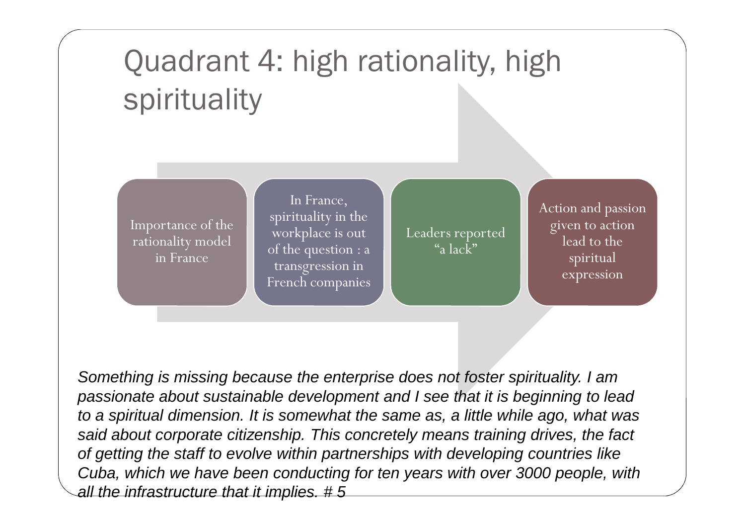# Quadrant 4: high rationality, high spirituality

- Importance of the rationality model in France
- In France, spirituality in the workplace is out of the question : a transgression in French companies
- Leaders reported "a lack"
- Action and passion given to action lead to the spiritual expression

*Something is missing because the enterprise does not foster spirituality. I am passionate about sustainable development and I see that it is beginning to lead to a spiritual dimension. It is somewhat the same as, a little while ago, what was said about corporate citizenship. This concretely means training drives, the fact of getting the staff to evolve within partnerships with developing countries like Cuba, which we have been conducting for ten years with over 3000 people, with all the infrastructure that it implies. # 5*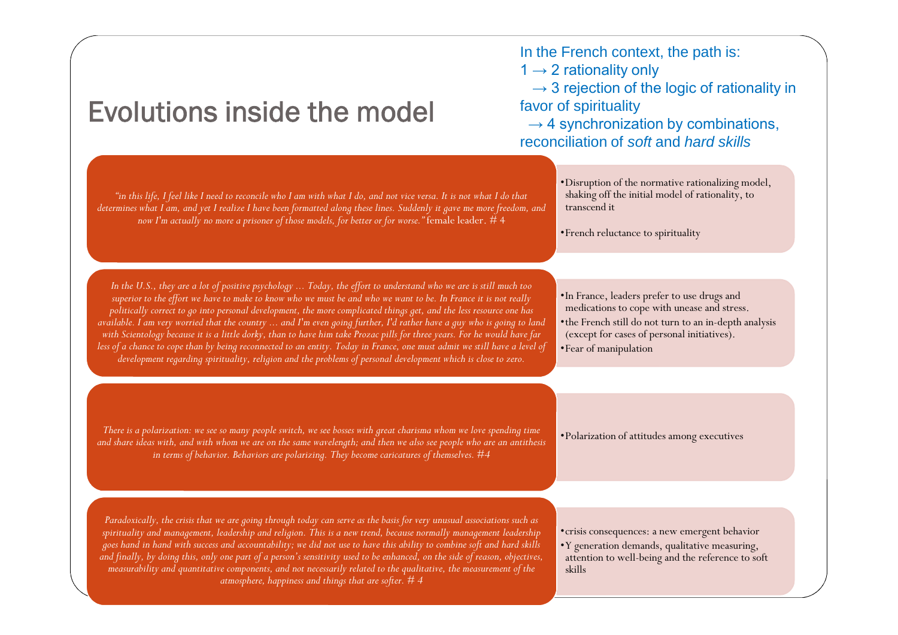# Evolutions inside the model

In the French context, the path is:
1 → 2 rationality only
→ 3 rejection of the logic of rationality in favor of spirituality
→ 4 synchronization by combinations, reconciliation of *soft* and *hard skills*

*"in this life, I feel like I need to reconcile who I am with what I do, and not vice versa. It is not what I do that determines what I am, and yet I realize I have been formatted along these lines. Suddenly it gave me more freedom, and now I'm actually no more a prisoner of those models, for better or for worse."* female leader. # 4

- Disruption of the normative rationalizing model, shaking off the initial model of rationality, to transcend it
- French reluctance to spirituality

*In the U.S., they are a lot of positive psychology … Today, the effort to understand who we are is still much too superior to the effort we have to make to know who we must be and who we want to be. In France it is not really politically correct to go into personal development, the more complicated things get, and the less resource one has available. I am very worried that the country … and I'm even going further, I'd rather have a guy who is going to land with Scientology because it is a little dorky, than to have him take Prozac pills for three years. For he would have far less of a chance to cope than by being reconnected to an entity. Today in France, one must admit we still have a level of development regarding spirituality, religion and the problems of personal development which is close to zero.*

- In France, leaders prefer to use drugs and medications to cope with unease and stress.
- the French still do not turn to an in-depth analysis (except for cases of personal initiatives).
- Fear of manipulation

*There is a polarization: we see so many people switch, we see bosses with great charisma whom we love spending time and share ideas with, and with whom we are on the same wavelength; and then we also see people who are an antithesis in terms of behavior. Behaviors are polarizing. They become caricatures of themselves. #4*

- Polarization of attitudes among executives

*Paradoxically, the crisis that we are going through today can serve as the basis for very unusual associations such as spirituality and management, leadership and religion. This is a new trend, because normally management leadership goes hand in hand with success and accountability; we did not use to have this ability to combine soft and hard skills and finally, by doing this, only one part of a person's sensitivity used to be enhanced, on the side of reason, objectives, measurability and quantitative components, and not necessarily related to the qualitative, the measurement of the atmosphere, happiness and things that are softer. # 4*

- crisis consequences: a new emergent behavior
- Y generation demands, qualitative measuring, attention to well-being and the reference to soft skills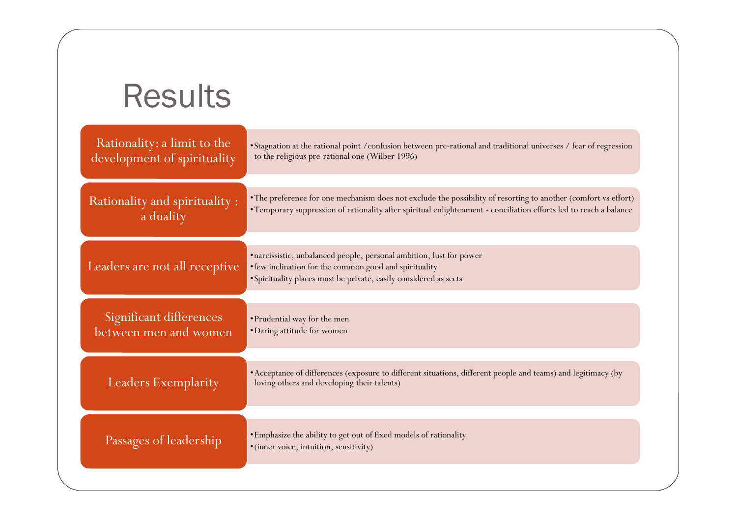# Results

## Rationality: a limit to the development of spirituality

- Stagnation at the rational point /confusion between pre-rational and traditional universes / fear of regression to the religious pre-rational one (Wilber 1996)

## Rationality and spirituality : a duality

- The preference for one mechanism does not exclude the possibility of resorting to another (comfort vs effort)
- Temporary suppression of rationality after spiritual enlightenment - conciliation efforts led to reach a balance

## Leaders are not all receptive

- narcissistic, unbalanced people, personal ambition, lust for power
- few inclination for the common good and spirituality
- Spirituality places must be private, easily considered as sects

## Significant differences between men and women

- Prudential way for the men
- Daring attitude for women

## Leaders Exemplarity

- Acceptance of differences (exposure to different situations, different people and teams) and legitimacy (by loving others and developing their talents)

## Passages of leadership

- Emphasize the ability to get out of fixed models of rationality
- (inner voice, intuition, sensitivity)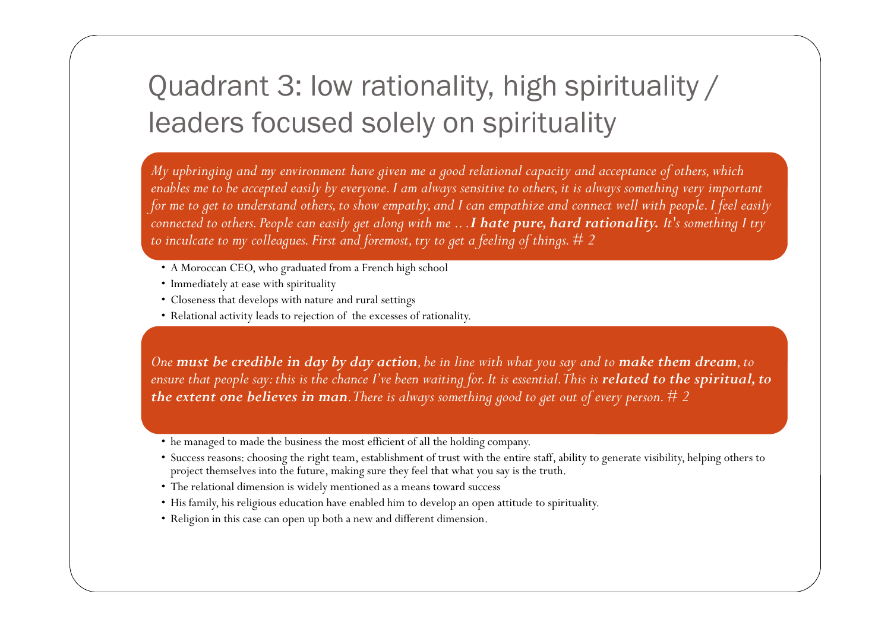# Quadrant 3: low rationality, high spirituality / leaders focused solely on spirituality

*My upbringing and my environment have given me a good relational capacity and acceptance of others, which enables me to be accepted easily by everyone. I am always sensitive to others, it is always something very important for me to get to understand others, to show empathy, and I can empathize and connect well with people. I feel easily connected to others. People can easily get along with me …* ***I hate pure, hard rationality.*** *It's something I try to inculcate to my colleagues. First and foremost, try to get a feeling of things.* # 2

- A Moroccan CEO, who graduated from a French high school
- Immediately at ease with spirituality
- Closeness that develops with nature and rural settings
- Relational activity leads to rejection of the excesses of rationality.

*One* ***must be credible in day by day action****, be in line with what you say and to* ***make them dream****, to ensure that people say: this is the chance I've been waiting for. It is essential. This is* ***related to the spiritual, to the extent one believes in man****. There is always something good to get out of every person.* # 2

- he managed to made the business the most efficient of all the holding company.
- Success reasons: choosing the right team, establishment of trust with the entire staff, ability to generate visibility, helping others to project themselves into the future, making sure they feel that what you say is the truth.
- The relational dimension is widely mentioned as a means toward success
- His family, his religious education have enabled him to develop an open attitude to spirituality.
- Religion in this case can open up both a new and different dimension.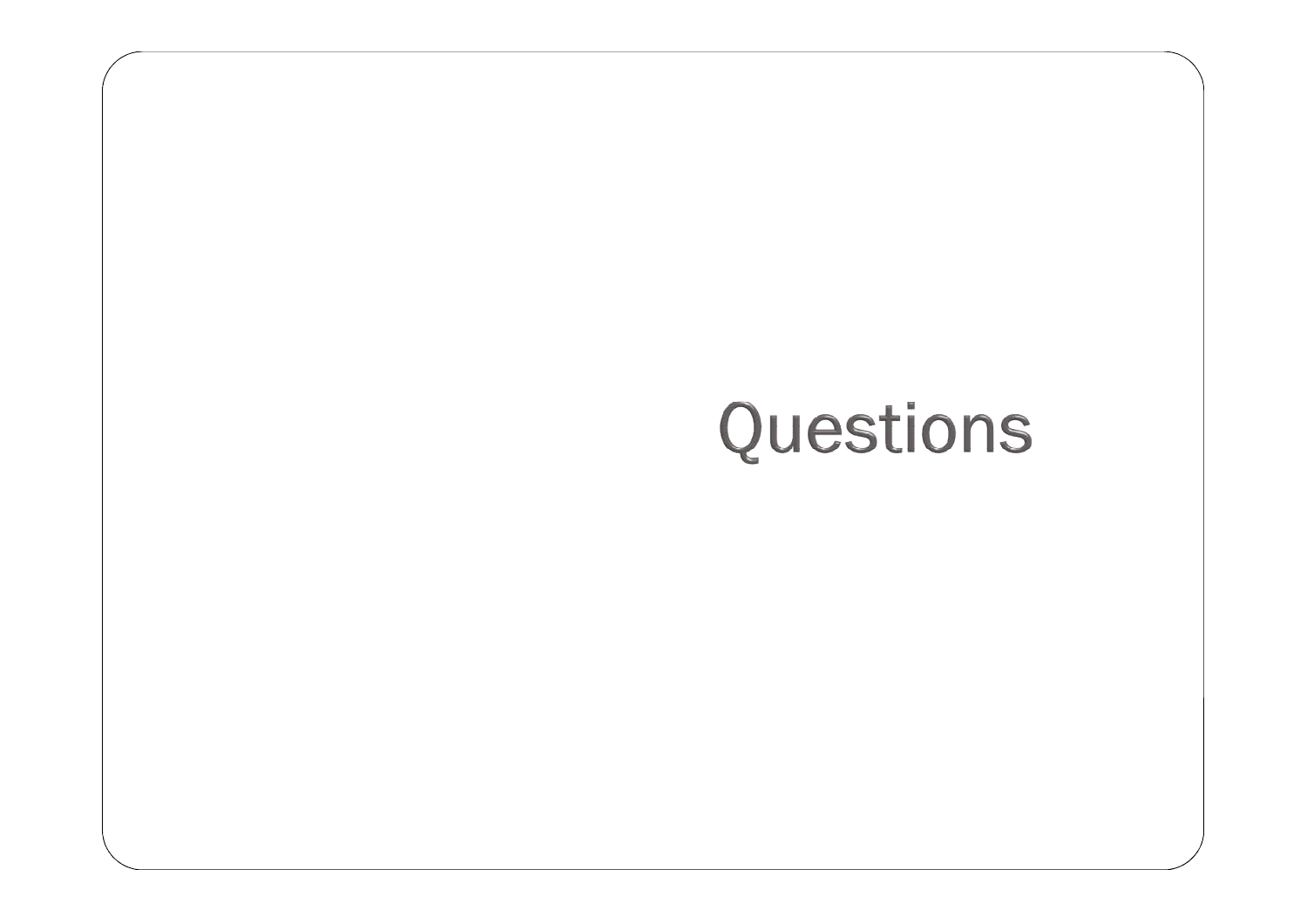# Questions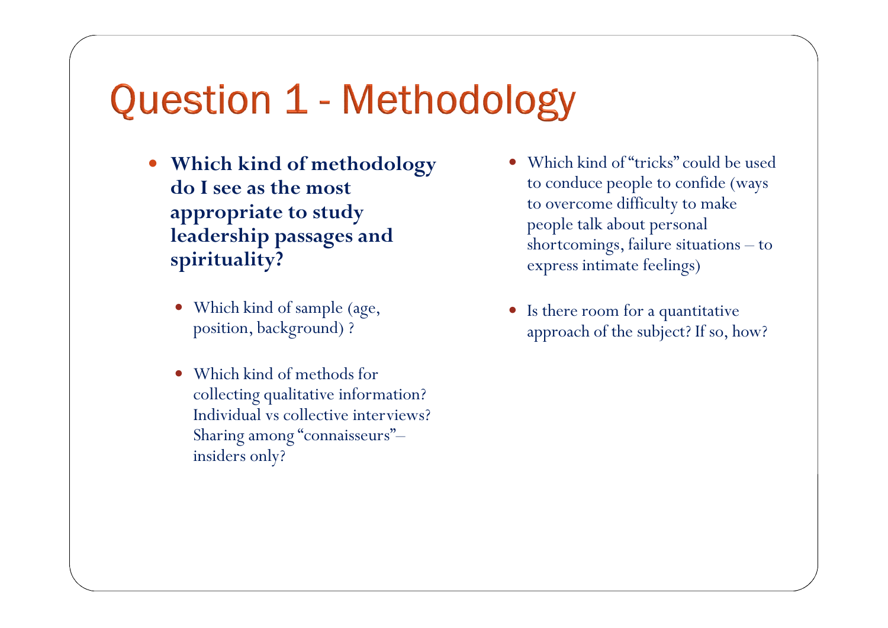# Question 1 - Methodology

- **Which kind of methodology do I see as the most appropriate to study leadership passages and spirituality?**
  - Which kind of sample (age, position, background) ?
  - Which kind of methods for collecting qualitative information? Individual vs collective interviews? Sharing among "connaisseurs"– insiders only?
- Which kind of "tricks" could be used to conduce people to confide (ways to overcome difficulty to make people talk about personal shortcomings, failure situations – to express intimate feelings)
- Is there room for a quantitative approach of the subject? If so, how?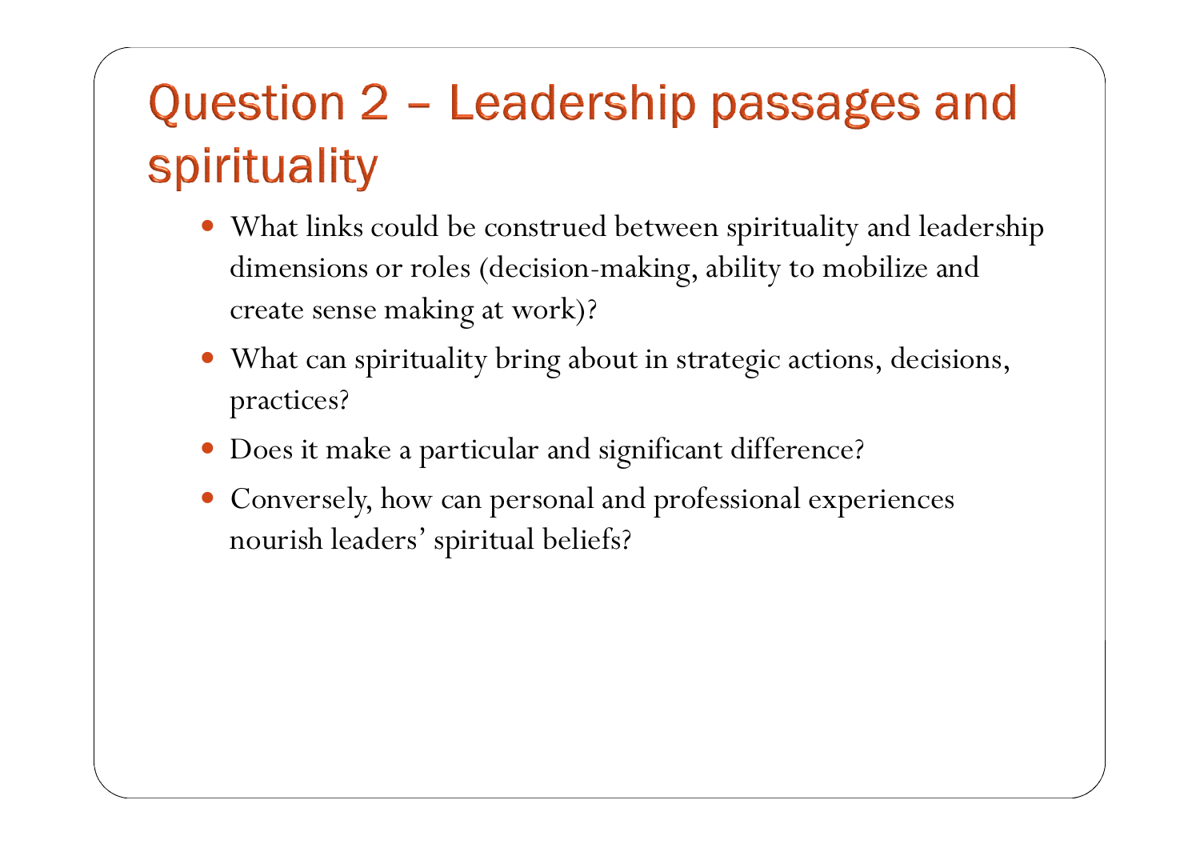# Question 2 – Leadership passages and spirituality

- What links could be construed between spirituality and leadership dimensions or roles (decision-making, ability to mobilize and create sense making at work)?
- What can spirituality bring about in strategic actions, decisions, practices?
- Does it make a particular and significant difference?
- Conversely, how can personal and professional experiences nourish leaders' spiritual beliefs?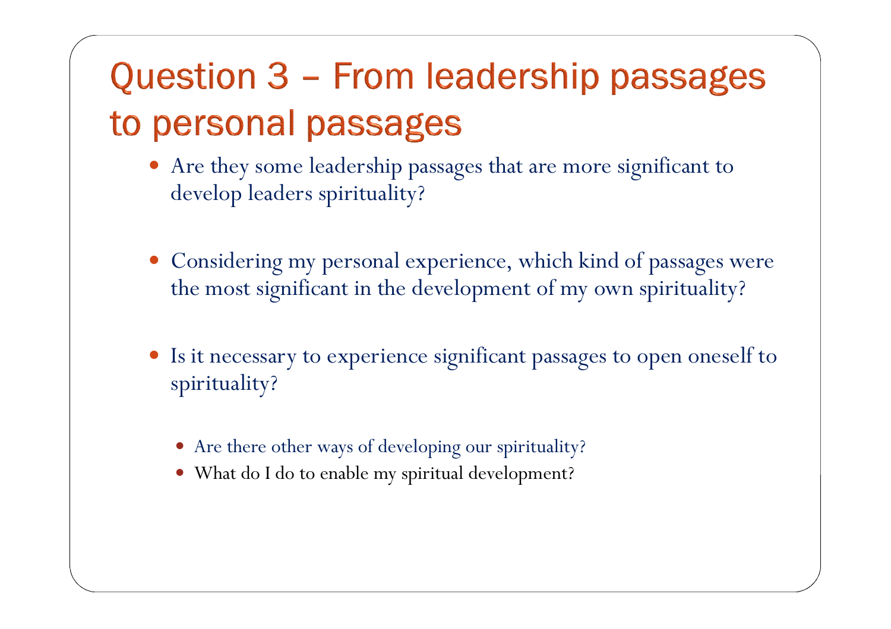# Question 3 – From leadership passages to personal passages

- Are they some leadership passages that are more significant to develop leaders spirituality?

- Considering my personal experience, which kind of passages were the most significant in the development of my own spirituality?

- Is it necessary to experience significant passages to open oneself to spirituality?

  - Are there other ways of developing our spirituality?
  - What do I do to enable my spiritual development?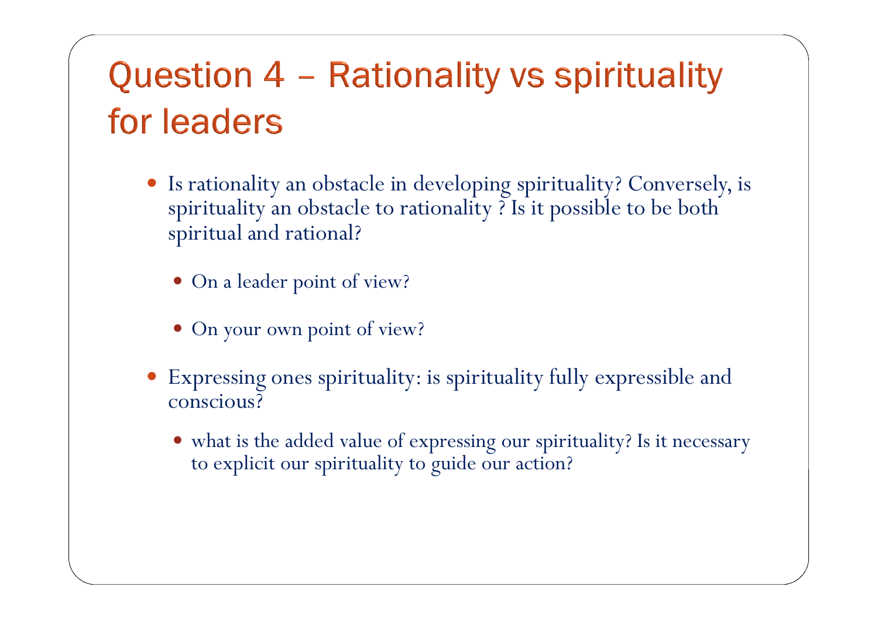# Question 4 – Rationality vs spirituality for leaders

- Is rationality an obstacle in developing spirituality? Conversely, is spirituality an obstacle to rationality ? Is it possible to be both spiritual and rational?
  - On a leader point of view?
  - On your own point of view?
- Expressing ones spirituality: is spirituality fully expressible and conscious?
  - what is the added value of expressing our spirituality? Is it necessary to explicit our spirituality to guide our action?